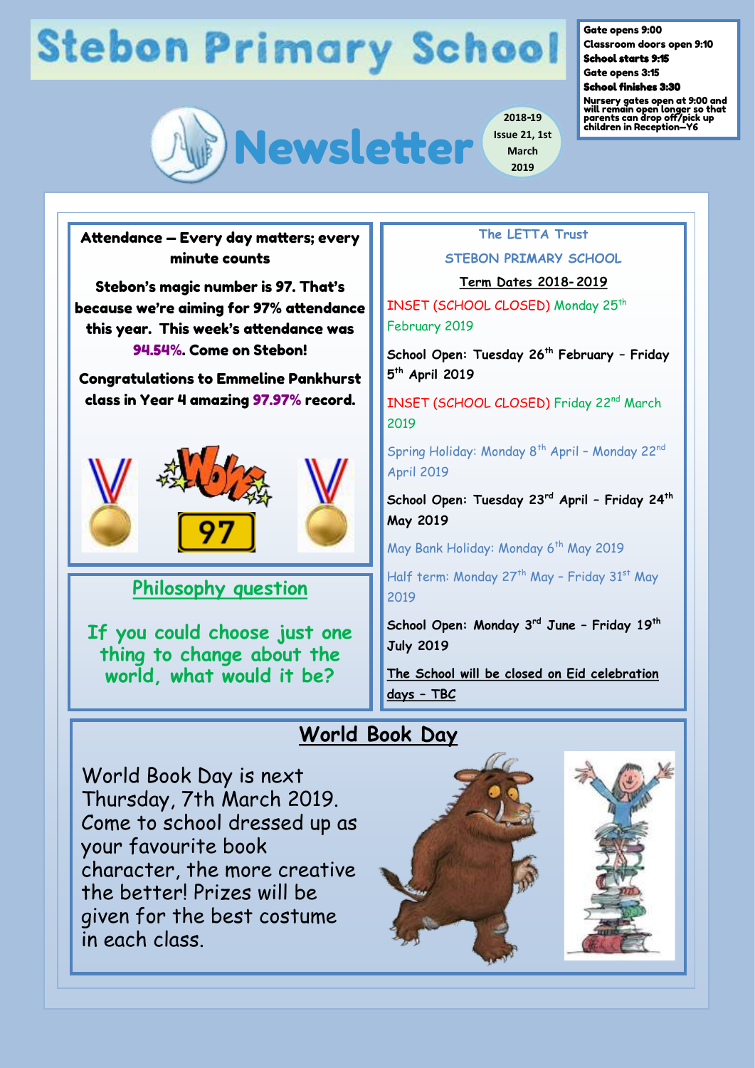# Stebon Primary School

## Newsletter

2018-19 Issue 21, 1st March 2019

**Gate opens 9:00**
**Classroom doors open 9:10**
**School starts 9:15**
**Gate opens 3:15**
**School finishes 3:30**
**Nursery gates open at 9:00 and will remain open longer so that parents can drop off/pick up children in Reception—Y6**

### Attendance – Every day matters; every minute counts

**Stebon's magic number is 97. That's because we're aiming for 97% attendance this year. This week's attendance was 94.54%. Come on Stebon!**

**Congratulations to Emmeline Pankhurst class in Year 4 amazing 97.97% record.**

WOW 97

### Philosophy question

**If you could choose just one thing to change about the world, what would it be?**

### The LETTA Trust

### STEBON PRIMARY SCHOOL

**Term Dates 2018- 2019**

INSET (SCHOOL CLOSED) Monday 25th February 2019

**School Open: Tuesday 26th February – Friday 5th April 2019**

INSET (SCHOOL CLOSED) Friday 22nd March 2019

Spring Holiday: Monday 8th April – Monday 22nd April 2019

**School Open: Tuesday 23rd April – Friday 24th May 2019**

May Bank Holiday: Monday 6th May 2019

Half term: Monday 27th May – Friday 31st May 2019

**School Open: Monday 3rd June – Friday 19th July 2019**

**The School will be closed on Eid celebration days – TBC**

## World Book Day

World Book Day is next Thursday, 7th March 2019. Come to school dressed up as your favourite book character, the more creative the better! Prizes will be given for the best costume in each class.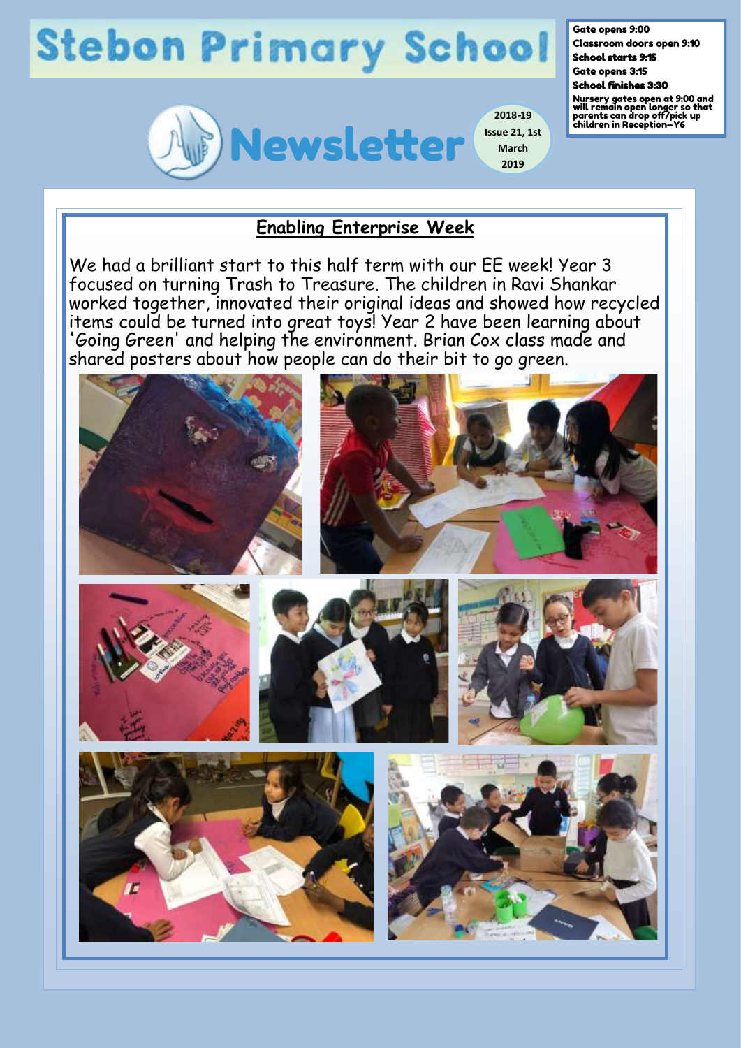# Stebon Primary School

Gate opens 9:00
Classroom doors open 9:10
**School starts 9:15**
Gate opens 3:15
**School finishes 3:30**
Nursery gates open at 9:00 and will remain open longer so that parents can drop off/pick up children in Reception—Y6

## Newsletter

2018-19
Issue 21, 1st March 2019

### Enabling Enterprise Week

We had a brilliant start to this half term with our EE week! Year 3 focused on turning Trash to Treasure. The children in Ravi Shankar worked together, innovated their original ideas and showed how recycled items could be turned into great toys! Year 2 have been learning about 'Going Green' and helping the environment. Brian Cox class made and shared posters about how people can do their bit to go green.